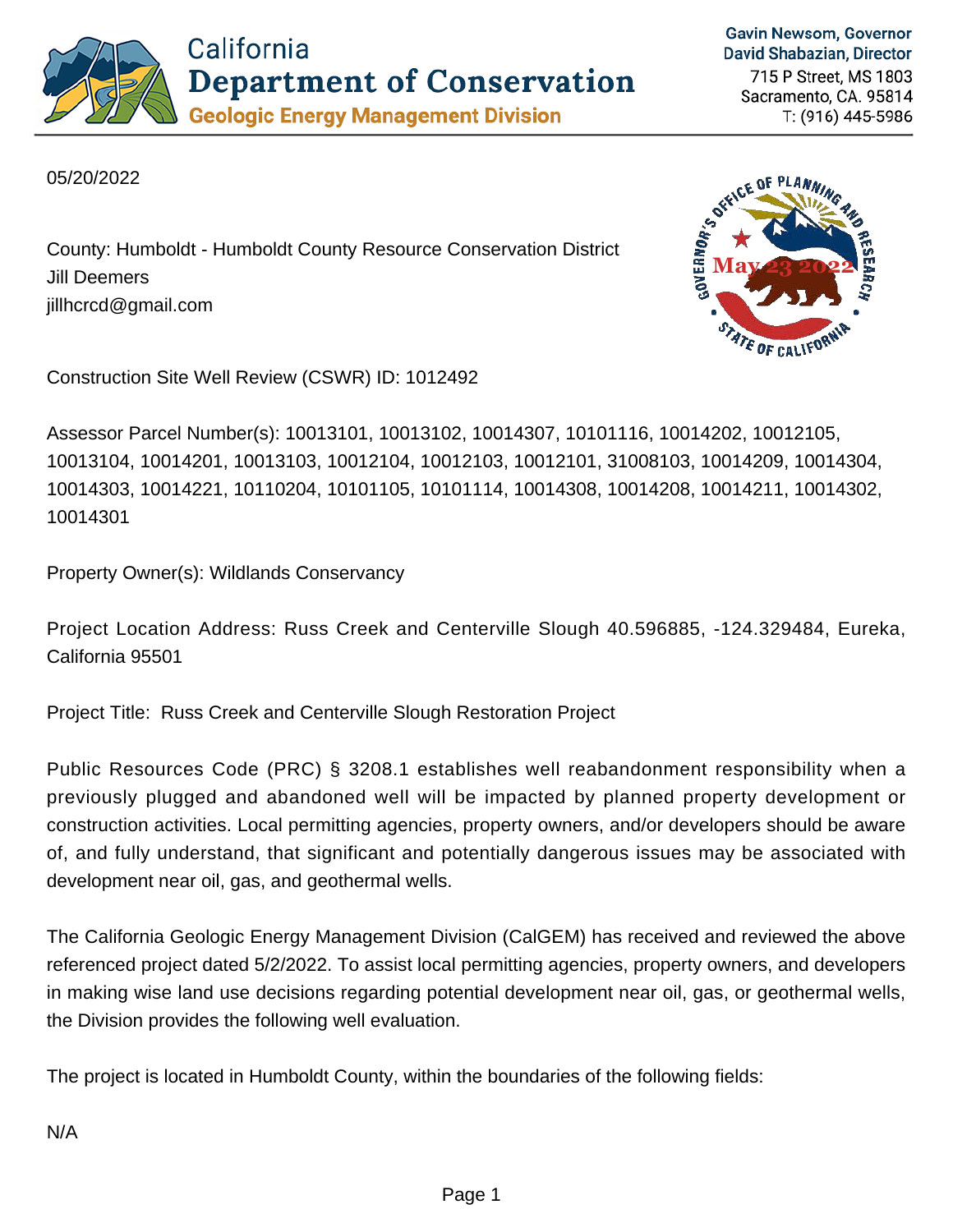California
**Department of Conservation**
**Geologic Energy Management Division**

**Gavin Newsom, Governor**
**David Shabazian, Director**
715 P Street, MS 1803
Sacramento, CA. 95814
T: (916) 445-5986

05/20/2022

County: Humboldt - Humboldt County Resource Conservation District
Jill Deemers
jillhcrcd@gmail.com

GOVERNOR'S OFFICE OF PLANNING AND RESEARCH
May 23 2022
STATE OF CALIFORNIA

Construction Site Well Review (CSWR) ID: 1012492

Assessor Parcel Number(s): 10013101, 10013102, 10014307, 10101116, 10014202, 10012105, 10013104, 10014201, 10013103, 10012104, 10012103, 10012101, 31008103, 10014209, 10014304, 10014303, 10014221, 10110204, 10101105, 10101114, 10014308, 10014208, 10014211, 10014302, 10014301

Property Owner(s): Wildlands Conservancy

Project Location Address: Russ Creek and Centerville Slough 40.596885, -124.329484, Eureka, California 95501

Project Title: Russ Creek and Centerville Slough Restoration Project

Public Resources Code (PRC) § 3208.1 establishes well reabandonment responsibility when a previously plugged and abandoned well will be impacted by planned property development or construction activities. Local permitting agencies, property owners, and/or developers should be aware of, and fully understand, that significant and potentially dangerous issues may be associated with development near oil, gas, and geothermal wells.

The California Geologic Energy Management Division (CalGEM) has received and reviewed the above referenced project dated 5/2/2022. To assist local permitting agencies, property owners, and developers in making wise land use decisions regarding potential development near oil, gas, or geothermal wells, the Division provides the following well evaluation.

The project is located in Humboldt County, within the boundaries of the following fields:

N/A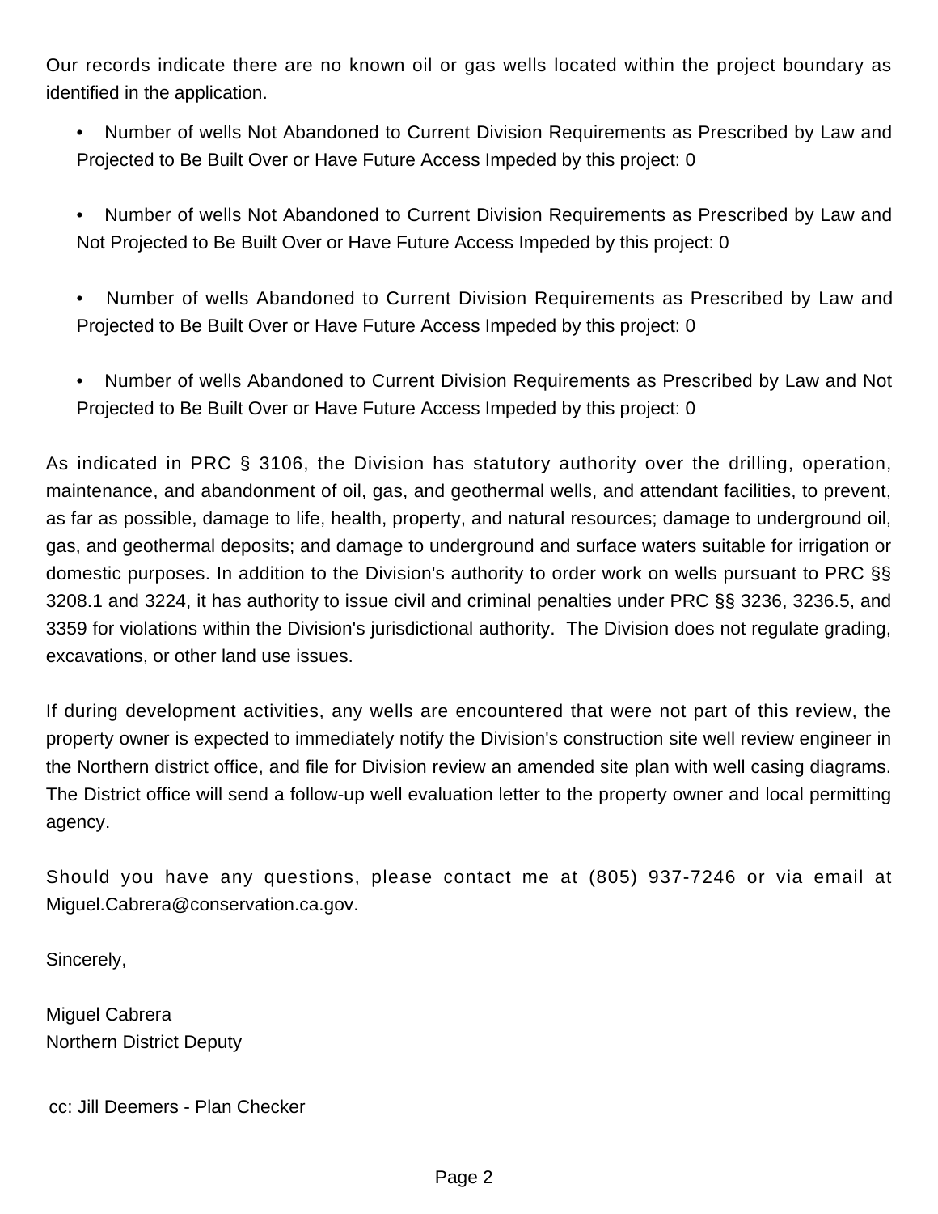Our records indicate there are no known oil or gas wells located within the project boundary as identified in the application.

- Number of wells Not Abandoned to Current Division Requirements as Prescribed by Law and Projected to Be Built Over or Have Future Access Impeded by this project: 0

- Number of wells Not Abandoned to Current Division Requirements as Prescribed by Law and Not Projected to Be Built Over or Have Future Access Impeded by this project: 0

- Number of wells Abandoned to Current Division Requirements as Prescribed by Law and Projected to Be Built Over or Have Future Access Impeded by this project: 0

- Number of wells Abandoned to Current Division Requirements as Prescribed by Law and Not Projected to Be Built Over or Have Future Access Impeded by this project: 0

As indicated in PRC § 3106, the Division has statutory authority over the drilling, operation, maintenance, and abandonment of oil, gas, and geothermal wells, and attendant facilities, to prevent, as far as possible, damage to life, health, property, and natural resources; damage to underground oil, gas, and geothermal deposits; and damage to underground and surface waters suitable for irrigation or domestic purposes. In addition to the Division's authority to order work on wells pursuant to PRC §§ 3208.1 and 3224, it has authority to issue civil and criminal penalties under PRC §§ 3236, 3236.5, and 3359 for violations within the Division's jurisdictional authority. The Division does not regulate grading, excavations, or other land use issues.

If during development activities, any wells are encountered that were not part of this review, the property owner is expected to immediately notify the Division's construction site well review engineer in the Northern district office, and file for Division review an amended site plan with well casing diagrams. The District office will send a follow-up well evaluation letter to the property owner and local permitting agency.

Should you have any questions, please contact me at (805) 937-7246 or via email at Miguel.Cabrera@conservation.ca.gov.

Sincerely,

Miguel Cabrera
Northern District Deputy

cc: Jill Deemers - Plan Checker